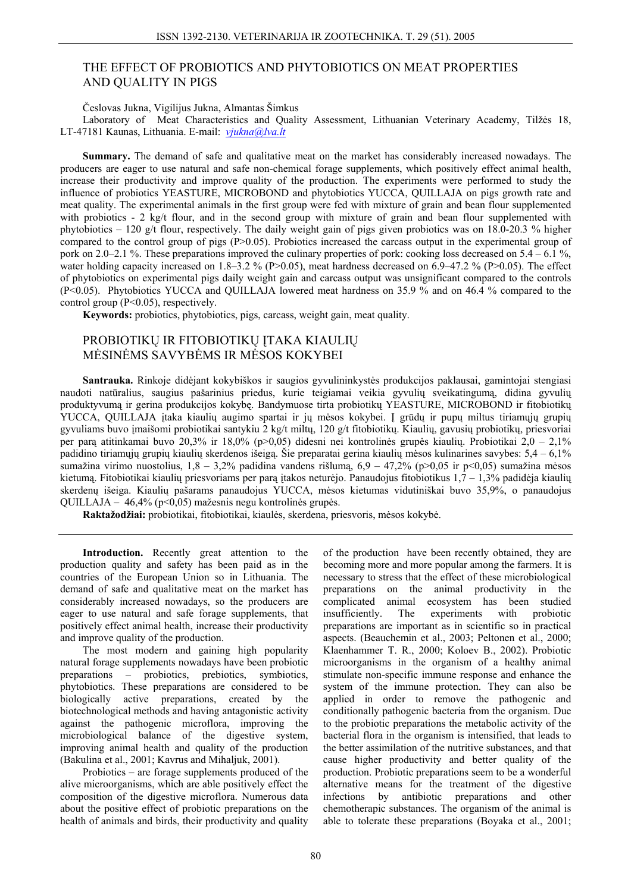# THE EFFECT OF PROBIOTICS AND PHYTOBIOTICS ON MEAT PROPERTIES AND QUALITY IN PIGS

Česlovas Jukna, Vigilijus Jukna, Almantas Šimkus

Laboratory of Meat Characteristics and Quality Assessment, Lithuanian Veterinary Academy, Tilžės 18, LT-47181 Kaunas, Lithuania. E-mail: *vjukna@lva.lt*

**Summary.** The demand of safe and qualitative meat on the market has considerably increased nowadays. The producers are eager to use natural and safe non-chemical forage supplements, which positively effect animal health, increase their productivity and improve quality of the production. The experiments were performed to study the influence of probiotics YEASTURE, MICROBOND and phytobiotics YUCCA, QUILLAJA on pigs growth rate and meat quality. The experimental animals in the first group were fed with mixture of grain and bean flour supplemented with probiotics - 2 kg/t flour, and in the second group with mixture of grain and bean flour supplemented with phytobiotics – 120 g/t flour, respectively. The daily weight gain of pigs given probiotics was on 18.0-20.3 % higher compared to the control group of pigs (P>0.05). Probiotics increased the carcass output in the experimental group of pork on 2.0–2.1 %. These preparations improved the culinary properties of pork: cooking loss decreased on 5.4 – 6.1 %, water holding capacity increased on 1.8–3.2 % (P>0.05), meat hardness decreased on 6.9–47.2 % (P>0.05). The effect of phytobiotics on experimental pigs daily weight gain and carcass output was unsignificant compared to the controls (P<0.05). Phytobiotics YUCCA and QUILLAJA lowered meat hardness on 35.9 % and on 46.4 % compared to the control group (P<0.05), respectively.

**Keywords:** probiotics, phytobiotics, pigs, carcass, weight gain, meat quality.

# PROBIOTIKŲ IR FITOBIOTIKŲ ĮTAKA KIAULIŲ MĖSINĖMS SAVYBĖMS IR MĖSOS KOKYBEI

**Santrauka.** Rinkoje didėjant kokybiškos ir saugios gyvulininkystės produkcijos paklausai, gamintojai stengiasi naudoti natūralius, saugius pašarinius priedus, kurie teigiamai veikia gyvulių sveikatingumą, didina gyvulių produktyvumą ir gerina produkcijos kokybę. Bandymuose tirta probiotikų YEASTURE, MICROBOND ir fitobiotikų YUCCA, QUILLAJA įtaka kiaulių augimo spartai ir jų mėsos kokybei. Į grūdų ir pupų miltus tiriamųjų grupių gyvuliams buvo įmaišomi probiotikai santykiu 2 kg/t miltų, 120 g/t fitobiotikų. Kiaulių, gavusių probiotikų, priesvoriai per parą atitinkamai buvo 20,3% ir 18,0% (p>0,05) didesni nei kontrolinės grupės kiaulių. Probiotikai 2,0 – 2,1% padidino tiriamųjų grupių kiaulių skerdenos išeigą. Šie preparatai gerina kiaulių mėsos kulinarines savybes: 5,4 – 6,1% sumažina virimo nuostolius, 1,8 – 3,2% padidina vandens rišlumą, 6,9 – 47,2% (p>0,05 ir p<0,05) sumažina mėsos kietumą. Fitobiotikai kiaulių priesvoriams per parą įtakos neturėjo. Panaudojus fitobiotikus 1,7 – 1,3% padidėja kiaulių skerdenų išeiga. Kiaulių pašarams panaudojus YUCCA, mėsos kietumas vidutiniškai buvo 35,9%, o panaudojus QUILLAJA – 46,4% (p<0,05) mažesnis negu kontrolinės grupės.

**Raktažodžiai:** probiotikai, fitobiotikai, kiaulės, skerdena, priesvoris, mėsos kokybė.

**Introduction.** Recently great attention to the production quality and safety has been paid as in the countries of the European Union so in Lithuania. The demand of safe and qualitative meat on the market has considerably increased nowadays, so the producers are eager to use natural and safe forage supplements, that positively effect animal health, increase their productivity and improve quality of the production.

The most modern and gaining high popularity natural forage supplements nowadays have been probiotic preparations – probiotics, prebiotics, symbiotics, phytobiotics. These preparations are considered to be biologically active preparations, created by the biotechnological methods and having antagonistic activity against the pathogenic microflora, improving the microbiological balance of the digestive system, improving animal health and quality of the production (Bakulina et al., 2001; Kavrus and Mihaljuk, 2001).

Probiotics – are forage supplements produced of the alive microorganisms, which are able positively effect the composition of the digestive microflora. Numerous data about the positive effect of probiotic preparations on the health of animals and birds, their productivity and quality of the production have been recently obtained, they are becoming more and more popular among the farmers. It is necessary to stress that the effect of these microbiological preparations on the animal productivity in the complicated animal ecosystem has been studied insufficiently. The experiments with probiotic preparations are important as in scientific so in practical aspects. (Beauchemin et al., 2003; Peltonen et al., 2000; Klaenhammer T. R., 2000; Koloev B., 2002). Probiotic microorganisms in the organism of a healthy animal stimulate non-specific immune response and enhance the system of the immune protection. They can also be applied in order to remove the pathogenic and conditionally pathogenic bacteria from the organism. Due to the probiotic preparations the metabolic activity of the bacterial flora in the organism is intensified, that leads to the better assimilation of the nutritive substances, and that cause higher productivity and better quality of the production. Probiotic preparations seem to be a wonderful alternative means for the treatment of the digestive infections by antibiotic preparations and other chemotherapic substances. The organism of the animal is able to tolerate these preparations (Boyaka et al., 2001;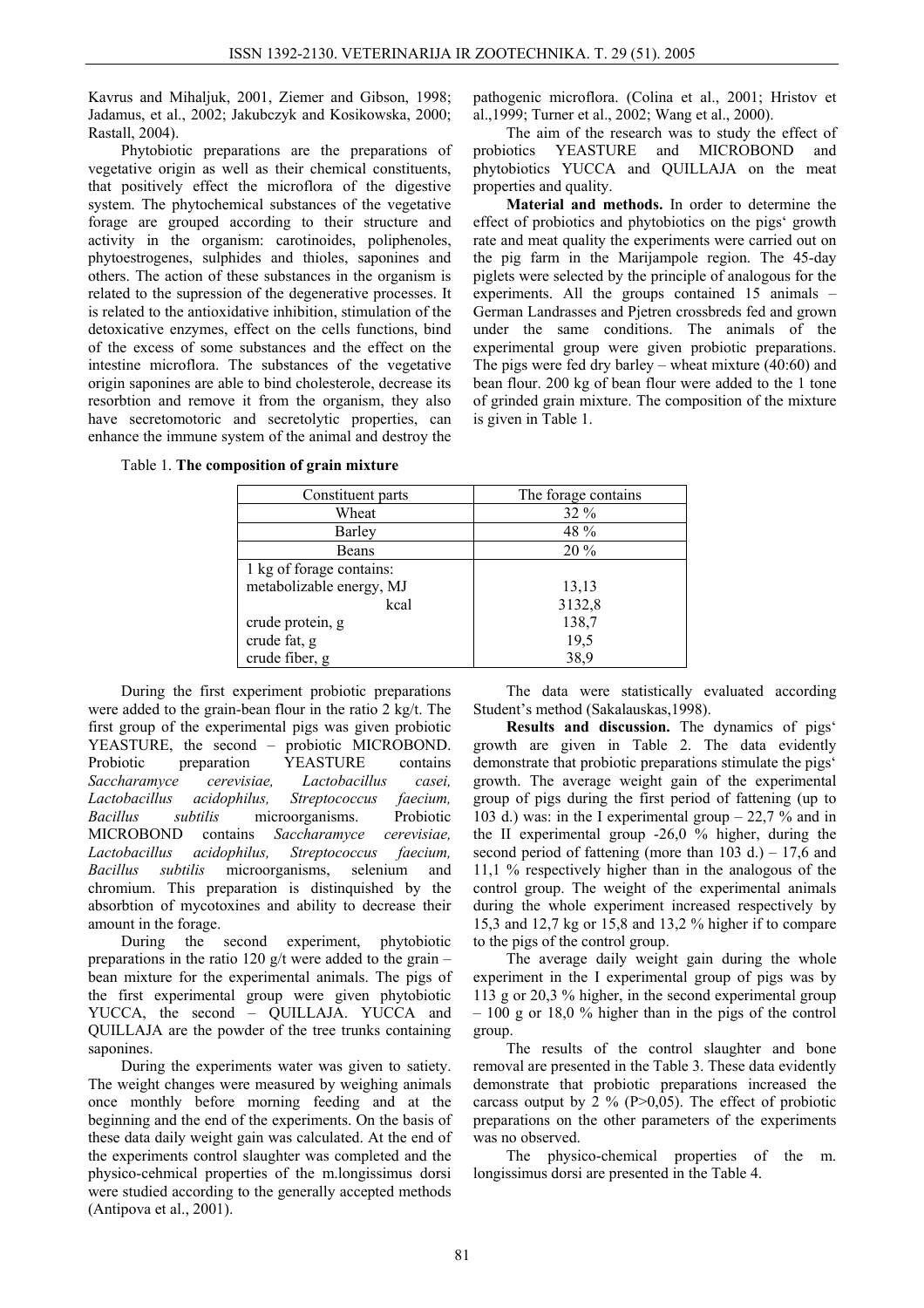Kavrus and Mihaljuk, 2001, Ziemer and Gibson, 1998; Jadamus, et al., 2002; Jakubczyk and Kosikowska, 2000; Rastall, 2004).

Phytobiotic preparations are the preparations of vegetative origin as well as their chemical constituents, that positively effect the microflora of the digestive system. The phytochemical substances of the vegetative forage are grouped according to their structure and activity in the organism: carotinoides, poliphenoles, phytoestrogenes, sulphides and thioles, saponines and others. The action of these substances in the organism is related to the supression of the degenerative processes. It is related to the antioxidative inhibition, stimulation of the detoxicative enzymes, effect on the cells functions, bind of the excess of some substances and the effect on the intestine microflora. The substances of the vegetative origin saponines are able to bind cholesterole, decrease its resorbtion and remove it from the organism, they also have secretomotoric and secretolytic properties, can enhance the immune system of the animal and destroy the pathogenic microflora. (Colina et al., 2001; Hristov et al.,1999; Turner et al., 2002; Wang et al., 2000).

The aim of the research was to study the effect of probiotics YEASTURE and MICROBOND and phytobiotics YUCCA and QUILLAJA on the meat properties and quality.

**Material and methods.** In order to determine the effect of probiotics and phytobiotics on the pigs' growth rate and meat quality the experiments were carried out on the pig farm in the Marijampole region. The 45-day piglets were selected by the principle of analogous for the experiments. All the groups contained 15 animals – German Landrasses and Pjetren crossbreds fed and grown under the same conditions. The animals of the experimental group were given probiotic preparations. The pigs were fed dry barley – wheat mixture (40:60) and bean flour. 200 kg of bean flour were added to the 1 tone of grinded grain mixture. The composition of the mixture is given in Table 1.

Table 1. **The composition of grain mixture**

| Constituent parts | The forage contains |
|---|---|
| Wheat | 32 % |
| Barley | 48 % |
| Beans | 20 % |
| 1 kg of forage contains: | |
| metabolizable energy, MJ | 13,13 |
| kcal | 3132,8 |
| crude protein, g | 138,7 |
| crude fat, g | 19,5 |
| crude fiber, g | 38,9 |

During the first experiment probiotic preparations were added to the grain-bean flour in the ratio 2 kg/t. The first group of the experimental pigs was given probiotic YEASTURE, the second – probiotic MICROBOND. Probiotic preparation YEASTURE contains *Saccharamyce cerevisiae, Lactobacillus casei, Lactobacillus acidophilus, Streptococcus faecium, Bacillus subtilis* microorganisms. Probiotic MICROBOND contains *Saccharamyce cerevisiae, Lactobacillus acidophilus, Streptococcus faecium, Bacillus subtilis* microorganisms, selenium and chromium. This preparation is distinquished by the absorbtion of mycotoxines and ability to decrease their amount in the forage.

During the second experiment, phytobiotic preparations in the ratio 120 g/t were added to the grain – bean mixture for the experimental animals. The pigs of the first experimental group were given phytobiotic YUCCA, the second – QUILLAJA. YUCCA and QUILLAJA are the powder of the tree trunks containing saponines.

During the experiments water was given to satiety. The weight changes were measured by weighing animals once monthly before morning feeding and at the beginning and the end of the experiments. On the basis of these data daily weight gain was calculated. At the end of the experiments control slaughter was completed and the physico-cehmical properties of the m.longissimus dorsi were studied according to the generally accepted methods (Antipova et al., 2001).

The data were statistically evaluated according Student's method (Sakalauskas,1998).

**Results and discussion.** The dynamics of pigs' growth are given in Table 2. The data evidently demonstrate that probiotic preparations stimulate the pigs' growth. The average weight gain of the experimental group of pigs during the first period of fattening (up to 103 d.) was: in the I experimental group – 22,7 % and in the II experimental group -26,0 % higher, during the second period of fattening (more than 103 d.) – 17,6 and 11,1 % respectively higher than in the analogous of the control group. The weight of the experimental animals during the whole experiment increased respectively by 15,3 and 12,7 kg or 15,8 and 13,2 % higher if to compare to the pigs of the control group.

The average daily weight gain during the whole experiment in the I experimental group of pigs was by 113 g or 20,3 % higher, in the second experimental group – 100 g or 18,0 % higher than in the pigs of the control group.

The results of the control slaughter and bone removal are presented in the Table 3. These data evidently demonstrate that probiotic preparations increased the carcass output by 2 % (P>0,05). The effect of probiotic preparations on the other parameters of the experiments was no observed.

The physico-chemical properties of the m. longissimus dorsi are presented in the Table 4.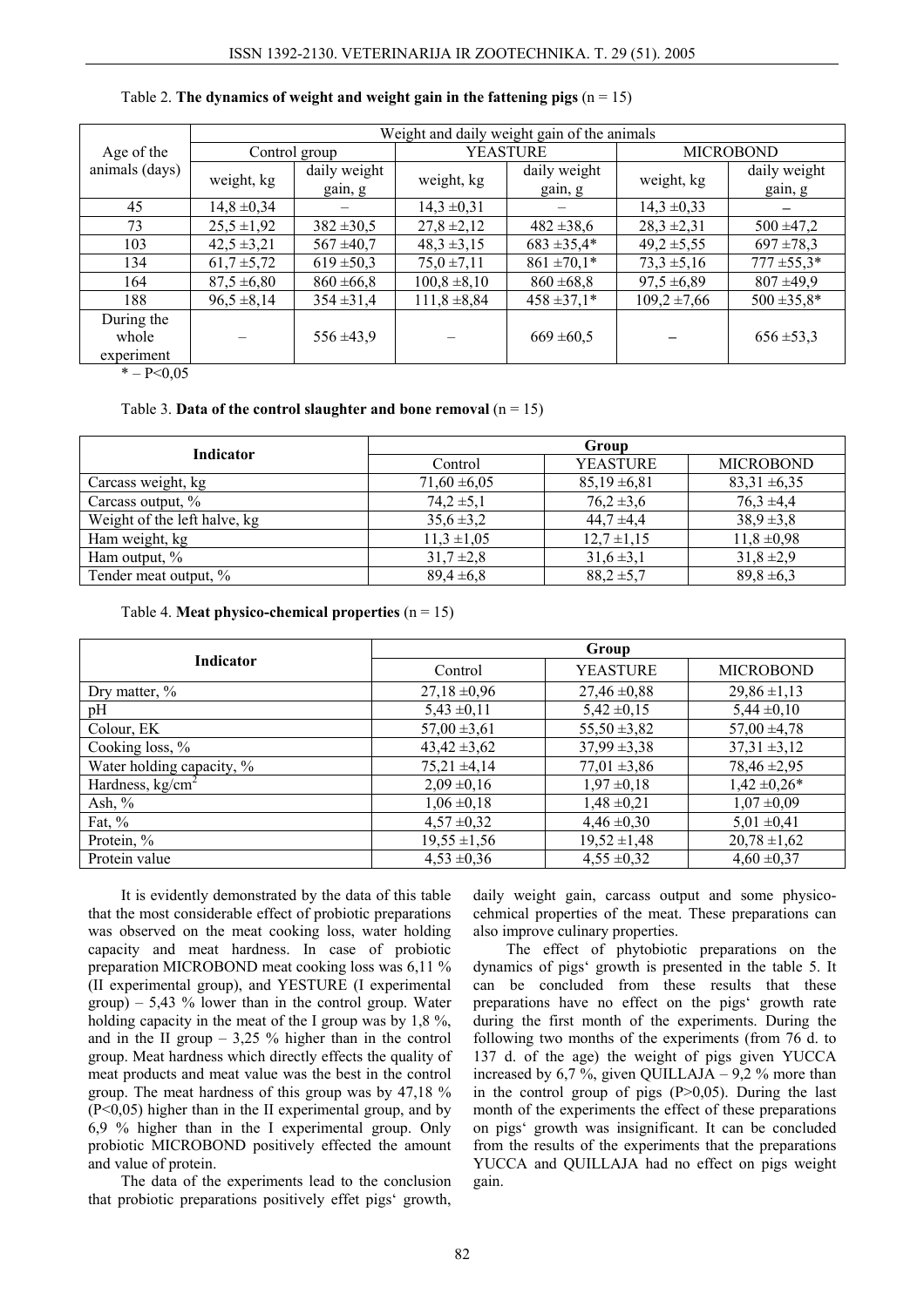Table 2. **The dynamics of weight and weight gain in the fattening pigs** (n = 15)

| Age of the animals (days) | Weight and daily weight gain of the animals | | | | | |
|---|---|---|---|---|---|---|
| | Control group | | YEASTURE | | MICROBOND | |
| | weight, kg | daily weight gain, g | weight, kg | daily weight gain, g | weight, kg | daily weight gain, g |
| 45 | 14,8 ±0,34 | – | 14,3 ±0,31 | – | 14,3 ±0,33 | – |
| 73 | 25,5 ±1,92 | 382 ±30,5 | 27,8 ±2,12 | 482 ±38,6 | 28,3 ±2,31 | 500 ±47,2 |
| 103 | 42,5 ±3,21 | 567 ±40,7 | 48,3 ±3,15 | 683 ±35,4* | 49,2 ±5,55 | 697 ±78,3 |
| 134 | 61,7 ±5,72 | 619 ±50,3 | 75,0 ±7,11 | 861 ±70,1* | 73,3 ±5,16 | 777 ±55,3* |
| 164 | 87,5 ±6,80 | 860 ±66,8 | 100,8 ±8,10 | 860 ±68,8 | 97,5 ±6,89 | 807 ±49,9 |
| 188 | 96,5 ±8,14 | 354 ±31,4 | 111,8 ±8,84 | 458 ±37,1* | 109,2 ±7,66 | 500 ±35,8* |
| During the whole experiment | – | 556 ±43,9 | – | 669 ±60,5 | – | 656 ±53,3 |

\* – P<0,05

Table 3. **Data of the control slaughter and bone removal** (n = 15)

| Indicator | Group | | |
|---|---|---|---|
| | Control | YEASTURE | MICROBOND |
| Carcass weight, kg | 71,60 ±6,05 | 85,19 ±6,81 | 83,31 ±6,35 |
| Carcass output, % | 74,2 ±5,1 | 76,2 ±3,6 | 76,3 ±4,4 |
| Weight of the left halve, kg | 35,6 ±3,2 | 44,7 ±4,4 | 38,9 ±3,8 |
| Ham weight, kg | 11,3 ±1,05 | 12,7 ±1,15 | 11,8 ±0,98 |
| Ham output, % | 31,7 ±2,8 | 31,6 ±3,1 | 31,8 ±2,9 |
| Tender meat output, % | 89,4 ±6,8 | 88,2 ±5,7 | 89,8 ±6,3 |

Table 4. **Meat physico-chemical properties** (n = 15)

| Indicator | Group | | |
|---|---|---|---|
| | Control | YEASTURE | MICROBOND |
| Dry matter, % | 27,18 ±0,96 | 27,46 ±0,88 | 29,86 ±1,13 |
| pH | 5,43 ±0,11 | 5,42 ±0,15 | 5,44 ±0,10 |
| Colour, EK | 57,00 ±3,61 | 55,50 ±3,82 | 57,00 ±4,78 |
| Cooking loss, % | 43,42 ±3,62 | 37,99 ±3,38 | 37,31 ±3,12 |
| Water holding capacity, % | 75,21 ±4,14 | 77,01 ±3,86 | 78,46 ±2,95 |
| Hardness, kg/cm$^2$ | 2,09 ±0,16 | 1,97 ±0,18 | 1,42 ±0,26* |
| Ash, % | 1,06 ±0,18 | 1,48 ±0,21 | 1,07 ±0,09 |
| Fat, % | 4,57 ±0,32 | 4,46 ±0,30 | 5,01 ±0,41 |
| Protein, % | 19,55 ±1,56 | 19,52 ±1,48 | 20,78 ±1,62 |
| Protein value | 4,53 ±0,36 | 4,55 ±0,32 | 4,60 ±0,37 |

It is evidently demonstrated by the data of this table that the most considerable effect of probiotic preparations was observed on the meat cooking loss, water holding capacity and meat hardness. In case of probiotic preparation MICROBOND meat cooking loss was 6,11 % (II experimental group), and YESTURE (I experimental group) – 5,43 % lower than in the control group. Water holding capacity in the meat of the I group was by 1,8 %, and in the II group – 3,25 % higher than in the control group. Meat hardness which directly effects the quality of meat products and meat value was the best in the control group. The meat hardness of this group was by 47,18 % (P<0,05) higher than in the II experimental group, and by 6,9 % higher than in the I experimental group. Only probiotic MICROBOND positively effected the amount and value of protein.

The data of the experiments lead to the conclusion that probiotic preparations positively effet pigs' growth, daily weight gain, carcass output and some physico-cehmical properties of the meat. These preparations can also improve culinary properties.

The effect of phytobiotic preparations on the dynamics of pigs' growth is presented in the table 5. It can be concluded from these results that these preparations have no effect on the pigs' growth rate during the first month of the experiments. During the following two months of the experiments (from 76 d. to 137 d. of the age) the weight of pigs given YUCCA increased by 6,7 %, given QUILLAJA – 9,2 % more than in the control group of pigs (P>0,05). During the last month of the experiments the effect of these preparations on pigs' growth was insignificant. It can be concluded from the results of the experiments that the preparations YUCCA and QUILLAJA had no effect on pigs weight gain.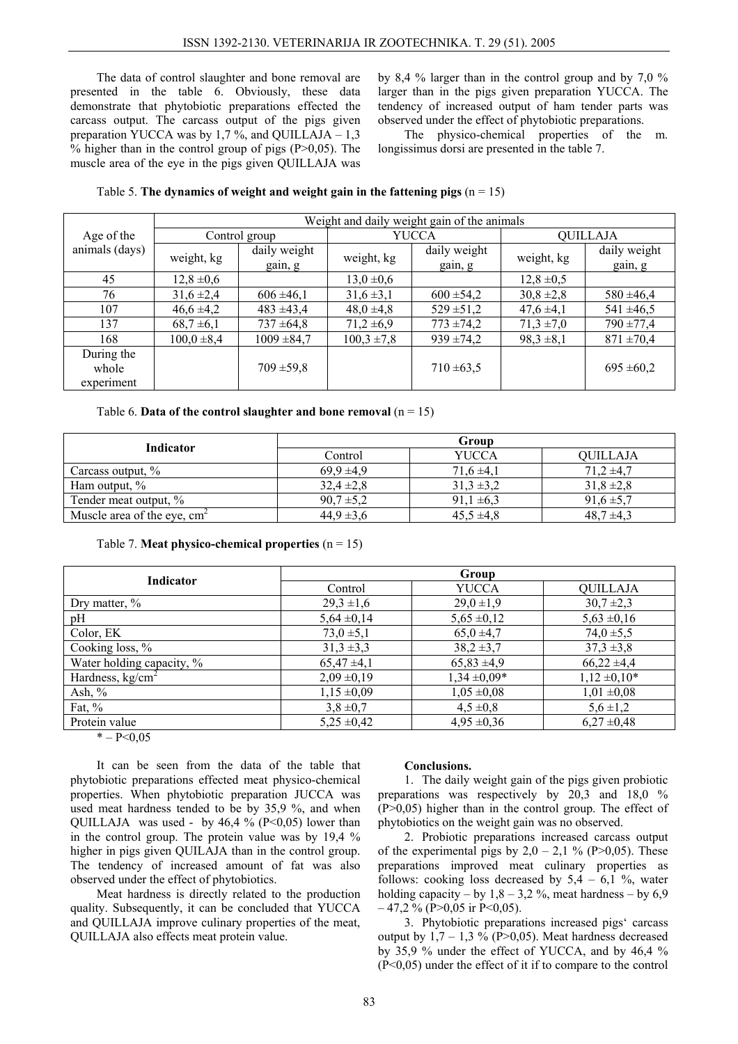The data of control slaughter and bone removal are presented in the table 6. Obviously, these data demonstrate that phytobiotic preparations effected the carcass output. The carcass output of the pigs given preparation YUCCA was by 1,7 %, and QUILLAJA – 1,3 % higher than in the control group of pigs (P>0,05). The muscle area of the eye in the pigs given QUILLAJA was by 8,4 % larger than in the control group and by 7,0 % larger than in the pigs given preparation YUCCA. The tendency of increased output of ham tender parts was observed under the effect of phytobiotic preparations.

The physico-chemical properties of the m. longissimus dorsi are presented in the table 7.

Table 5. **The dynamics of weight and weight gain in the fattening pigs** (n = 15)

| Age of the animals (days) | Weight and daily weight gain of the animals | | | | | |
|---|---|---|---|---|---|---|
| | Control group | | YUCCA | | QUILLAJA | |
| | weight, kg | daily weight gain, g | weight, kg | daily weight gain, g | weight, kg | daily weight gain, g |
| 45 | 12,8 ±0,6 | | 13,0 ±0,6 | | 12,8 ±0,5 | |
| 76 | 31,6 ±2,4 | 606 ±46,1 | 31,6 ±3,1 | 600 ±54,2 | 30,8 ±2,8 | 580 ±46,4 |
| 107 | 46,6 ±4,2 | 483 ±43,4 | 48,0 ±4,8 | 529 ±51,2 | 47,6 ±4,1 | 541 ±46,5 |
| 137 | 68,7 ±6,1 | 737 ±64,8 | 71,2 ±6,9 | 773 ±74,2 | 71,3 ±7,0 | 790 ±77,4 |
| 168 | 100,0 ±8,4 | 1009 ±84,7 | 100,3 ±7,8 | 939 ±74,2 | 98,3 ±8,1 | 871 ±70,4 |
| During the whole experiment | | 709 ±59,8 | | 710 ±63,5 | | 695 ±60,2 |

Table 6. **Data of the control slaughter and bone removal** (n = 15)

| Indicator | Group | | |
|---|---|---|---|
| | Control | YUCCA | QUILLAJA |
| Carcass output, % | 69,9 ±4,9 | 71,6 ±4,1 | 71,2 ±4,7 |
| Ham output, % | 32,4 ±2,8 | 31,3 ±3,2 | 31,8 ±2,8 |
| Tender meat output, % | 90,7 ±5,2 | 91,1 ±6,3 | 91,6 ±5,7 |
| Muscle area of the eye, $cm^2$ | 44,9 ±3,6 | 45,5 ±4,8 | 48,7 ±4,3 |

Table 7. **Meat physico-chemical properties** (n = 15)

| Indicator | Group | | |
|---|---|---|---|
| | Control | YUCCA | QUILLAJA |
| Dry matter, % | 29,3 ±1,6 | 29,0 ±1,9 | 30,7 ±2,3 |
| pH | 5,64 ±0,14 | 5,65 ±0,12 | 5,63 ±0,16 |
| Color, EK | 73,0 ±5,1 | 65,0 ±4,7 | 74,0 ±5,5 |
| Cooking loss, % | 31,3 ±3,3 | 38,2 ±3,7 | 37,3 ±3,8 |
| Water holding capacity, % | 65,47 ±4,1 | 65,83 ±4,9 | 66,22 ±4,4 |
| Hardness, $kg/cm^2$ | 2,09 ±0,19 | 1,34 ±0,09* | 1,12 ±0,10* |
| Ash, % | 1,15 ±0,09 | 1,05 ±0,08 | 1,01 ±0,08 |
| Fat, % | 3,8 ±0,7 | 4,5 ±0,8 | 5,6 ±1,2 |
| Protein value | 5,25 ±0,42 | 4,95 ±0,36 | 6,27 ±0,48 |

\* – P<0,05

It can be seen from the data of the table that phytobiotic preparations effected meat physico-chemical properties. When phytobiotic preparation JUCCA was used meat hardness tended to be by 35,9 %, and when QUILLAJA was used - by 46,4 % (P<0,05) lower than in the control group. The protein value was by 19,4 % higher in pigs given QUILAJA than in the control group. The tendency of increased amount of fat was also observed under the effect of phytobiotics.

Meat hardness is directly related to the production quality. Subsequently, it can be concluded that YUCCA and QUILLAJA improve culinary properties of the meat, QUILLAJA also effects meat protein value.

**Conclusions.**

1. The daily weight gain of the pigs given probiotic preparations was respectively by 20,3 and 18,0 % (P>0,05) higher than in the control group. The effect of phytobiotics on the weight gain was no observed.

2. Probiotic preparations increased carcass output of the experimental pigs by 2,0 – 2,1 % (P>0,05). These preparations improved meat culinary properties as follows: cooking loss decreased by 5,4 – 6,1 %, water holding capacity – by 1,8 – 3,2 %, meat hardness – by 6,9 – 47,2 % (P>0,05 ir P<0,05).

3. Phytobiotic preparations increased pigs' carcass output by 1,7 – 1,3 % (P>0,05). Meat hardness decreased by 35,9 % under the effect of YUCCA, and by 46,4 % (P<0,05) under the effect of it if to compare to the control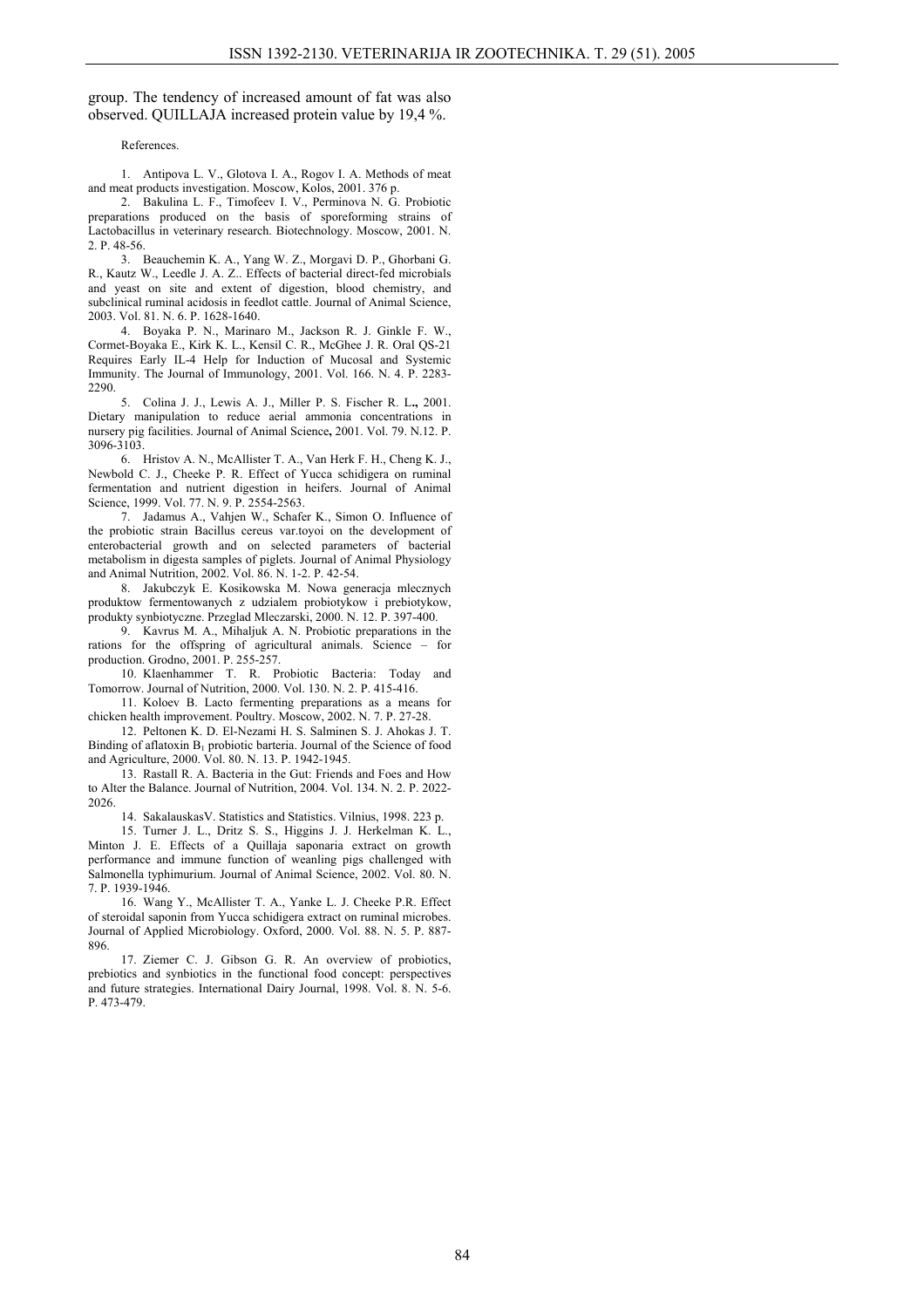group. The tendency of increased amount of fat was also observed. QUILLAJA increased protein value by 19,4 %.

References.

1. Antipova L. V., Glotova I. A., Rogov I. A. Methods of meat and meat products investigation. Moscow, Kolos, 2001. 376 p.

2. Bakulina L. F., Timofeev I. V., Perminova N. G. Probiotic preparations produced on the basis of sporeforming strains of Lactobacillus in veterinary research. Biotechnology. Moscow, 2001. N. 2. P. 48-56.

3. Beauchemin K. A., Yang W. Z., Morgavi D. P., Ghorbani G. R., Kautz W., Leedle J. A. Z.. Effects of bacterial direct-fed microbials and yeast on site and extent of digestion, blood chemistry, and subclinical ruminal acidosis in feedlot cattle. Journal of Animal Science, 2003. Vol. 81. N. 6. P. 1628-1640.

4. Boyaka P. N., Marinaro M., Jackson R. J. Ginkle F. W., Cormet-Boyaka E., Kirk K. L., Kensil C. R., McGhee J. R. Oral QS-21 Requires Early IL-4 Help for Induction of Mucosal and Systemic Immunity. The Journal of Immunology, 2001. Vol. 166. N. 4. P. 2283-2290.

5. Colina J. J., Lewis A. J., Miller P. S. Fischer R. L**.,** 2001. Dietary manipulation to reduce aerial ammonia concentrations in nursery pig facilities. Journal of Animal Science**,** 2001. Vol. 79. N.12. P. 3096-3103.

6. Hristov A. N., McAllister T. A., Van Herk F. H., Cheng K. J., Newbold C. J., Cheeke P. R. Effect of Yucca schidigera on ruminal fermentation and nutrient digestion in heifers. Journal of Animal Science, 1999. Vol. 77. N. 9. P. 2554-2563.

7. Jadamus A., Vahjen W., Schafer K., Simon O. Influence of the probiotic strain Bacillus cereus var.toyoi on the development of enterobacterial growth and on selected parameters of bacterial metabolism in digesta samples of piglets. Journal of Animal Physiology and Animal Nutrition, 2002. Vol. 86. N. 1-2. P. 42-54.

8. Jakubczyk E. Kosikowska M. Nowa generacja mlecznych produktow fermentowanych z udzialem probiotykow i prebiotykow, produkty synbiotyczne. Przeglad Mleczarski, 2000. N. 12. P. 397-400.

9. Kavrus M. A., Mihaljuk A. N. Probiotic preparations in the rations for the offspring of agricultural animals. Science – for production. Grodno, 2001. P. 255-257.

10. Klaenhammer T. R. Probiotic Bacteria: Today and Tomorrow. Journal of Nutrition, 2000. Vol. 130. N. 2. P. 415-416.

11. Koloev B. Lacto fermenting preparations as a means for chicken health improvement. Poultry. Moscow, 2002. N. 7. P. 27-28.

12. Peltonen K. D. El-Nezami H. S. Salminen S. J. Ahokas J. T. Binding of aflatoxin $B_1$ probiotic barteria. Journal of the Science of food and Agriculture, 2000. Vol. 80. N. 13. P. 1942-1945.

13. Rastall R. A. Bacteria in the Gut: Friends and Foes and How to Alter the Balance. Journal of Nutrition, 2004. Vol. 134. N. 2. P. 2022-2026.

14. SakalauskasV. Statistics and Statistics. Vilnius, 1998. 223 p.

15. Turner J. L., Dritz S. S., Higgins J. J. Herkelman K. L., Minton J. E. Effects of a Quillaja saponaria extract on growth performance and immune function of weanling pigs challenged with Salmonella typhimurium. Journal of Animal Science, 2002. Vol. 80. N. 7. P. 1939-1946.

16. Wang Y., McAllister T. A., Yanke L. J. Cheeke P.R. Effect of steroidal saponin from Yucca schidigera extract on ruminal microbes. Journal of Applied Microbiology. Oxford, 2000. Vol. 88. N. 5. P. 887-896.

17. Ziemer C. J. Gibson G. R. An overview of probiotics, prebiotics and synbiotics in the functional food concept: perspectives and future strategies. International Dairy Journal, 1998. Vol. 8. N. 5-6. P. 473-479.